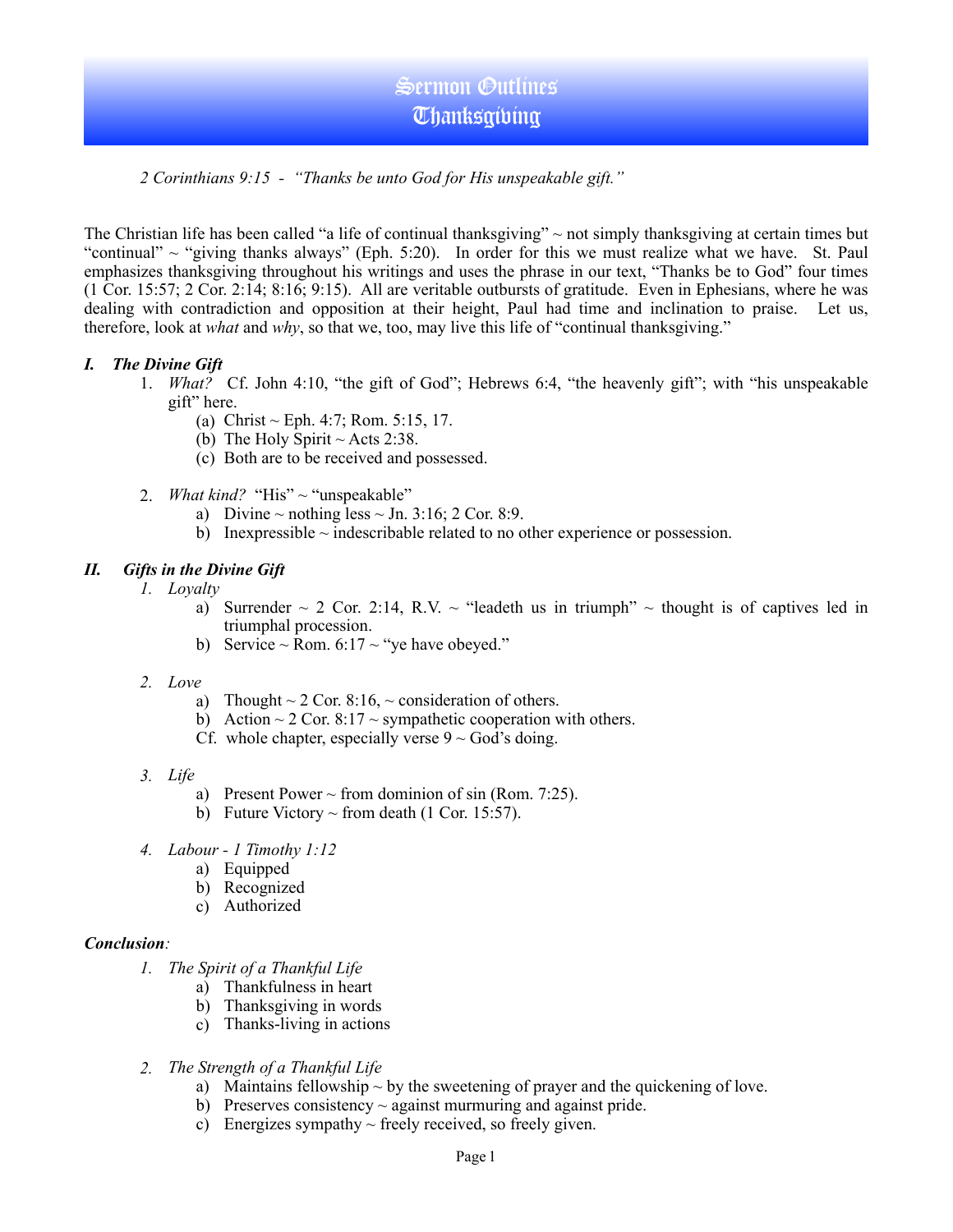# Sermon Outlines
# Thanksgiving

*2 Corinthians 9:15 - "Thanks be unto God for His unspeakable gift."*

The Christian life has been called "a life of continual thanksgiving" ~ not simply thanksgiving at certain times but "continual" ~ "giving thanks always" (Eph. 5:20). In order for this we must realize what we have. St. Paul emphasizes thanksgiving throughout his writings and uses the phrase in our text, "Thanks be to God" four times (1 Cor. 15:57; 2 Cor. 2:14; 8:16; 9:15). All are veritable outbursts of gratitude. Even in Ephesians, where he was dealing with contradiction and opposition at their height, Paul had time and inclination to praise. Let us, therefore, look at *what* and *why*, so that we, too, may live this life of "continual thanksgiving."

## *I. The Divine Gift*

1. *What?* Cf. John 4:10, "the gift of God"; Hebrews 6:4, "the heavenly gift"; with "his unspeakable gift" here.
    - (a) Christ ~ Eph. 4:7; Rom. 5:15, 17.
    - (b) The Holy Spirit ~ Acts 2:38.
    - (c) Both are to be received and possessed.

2. *What kind?* "His" ~ "unspeakable"
    - a) Divine ~ nothing less ~ Jn. 3:16; 2 Cor. 8:9.
    - b) Inexpressible ~ indescribable related to no other experience or possession.

## *II. Gifts in the Divine Gift*

1. *Loyalty*
    - a) Surrender ~ 2 Cor. 2:14, R.V. ~ "leadeth us in triumph" ~ thought is of captives led in triumphal procession.
    - b) Service ~ Rom. 6:17 ~ "ye have obeyed."

2. *Love*
    - a) Thought ~ 2 Cor. 8:16, ~ consideration of others.
    - b) Action ~ 2 Cor. 8:17 ~ sympathetic cooperation with others.
    
    Cf. whole chapter, especially verse 9 ~ God's doing.

3. *Life*
    - a) Present Power ~ from dominion of sin (Rom. 7:25).
    - b) Future Victory ~ from death (1 Cor. 15:57).

4. *Labour - 1 Timothy 1:12*
    - a) Equipped
    - b) Recognized
    - c) Authorized

## *Conclusion:*

1. *The Spirit of a Thankful Life*
    - a) Thankfulness in heart
    - b) Thanksgiving in words
    - c) Thanks-living in actions

2. *The Strength of a Thankful Life*
    - a) Maintains fellowship ~ by the sweetening of prayer and the quickening of love.
    - b) Preserves consistency ~ against murmuring and against pride.
    - c) Energizes sympathy ~ freely received, so freely given.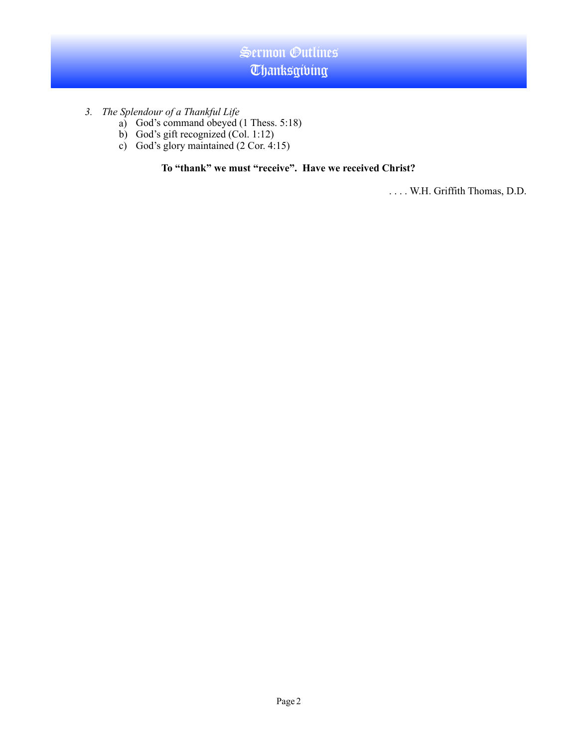3. *The Splendour of a Thankful Life*
    a) God's command obeyed (1 Thess. 5:18)
    b) God's gift recognized (Col. 1:12)
    c) God's glory maintained (2 Cor. 4:15)

**To "thank" we must "receive". Have we received Christ?**

. . . . W.H. Griffith Thomas, D.D.